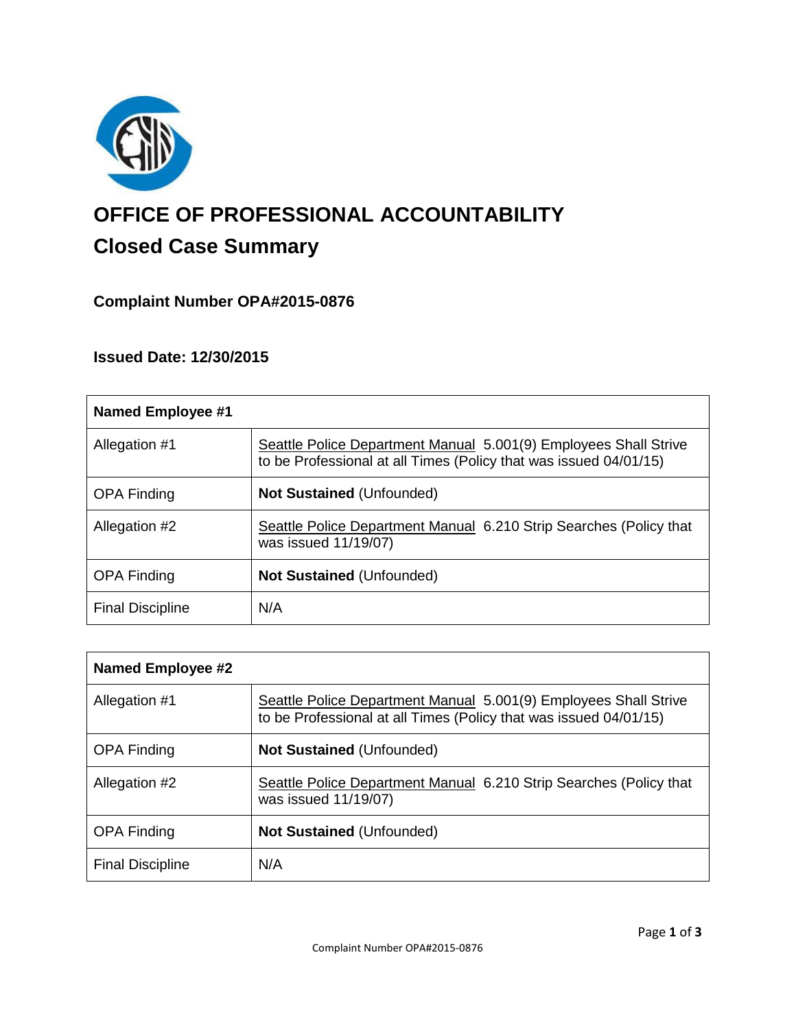# OFFICE OF PROFESSIONAL ACCOUNTABILITY

## Closed Case Summary

### Complaint Number OPA#2015-0876

### Issued Date: 12/30/2015

| **Named Employee #1** | |
|---|---|
| Allegation #1 | Seattle Police Department Manual 5.001(9) Employees Shall Strive to be Professional at all Times (Policy that was issued 04/01/15) |
| OPA Finding | **Not Sustained** (Unfounded) |
| Allegation #2 | Seattle Police Department Manual 6.210 Strip Searches (Policy that was issued 11/19/07) |
| OPA Finding | **Not Sustained** (Unfounded) |
| Final Discipline | N/A |

| **Named Employee #2** | |
|---|---|
| Allegation #1 | Seattle Police Department Manual 5.001(9) Employees Shall Strive to be Professional at all Times (Policy that was issued 04/01/15) |
| OPA Finding | **Not Sustained** (Unfounded) |
| Allegation #2 | Seattle Police Department Manual 6.210 Strip Searches (Policy that was issued 11/19/07) |
| OPA Finding | **Not Sustained** (Unfounded) |
| Final Discipline | N/A |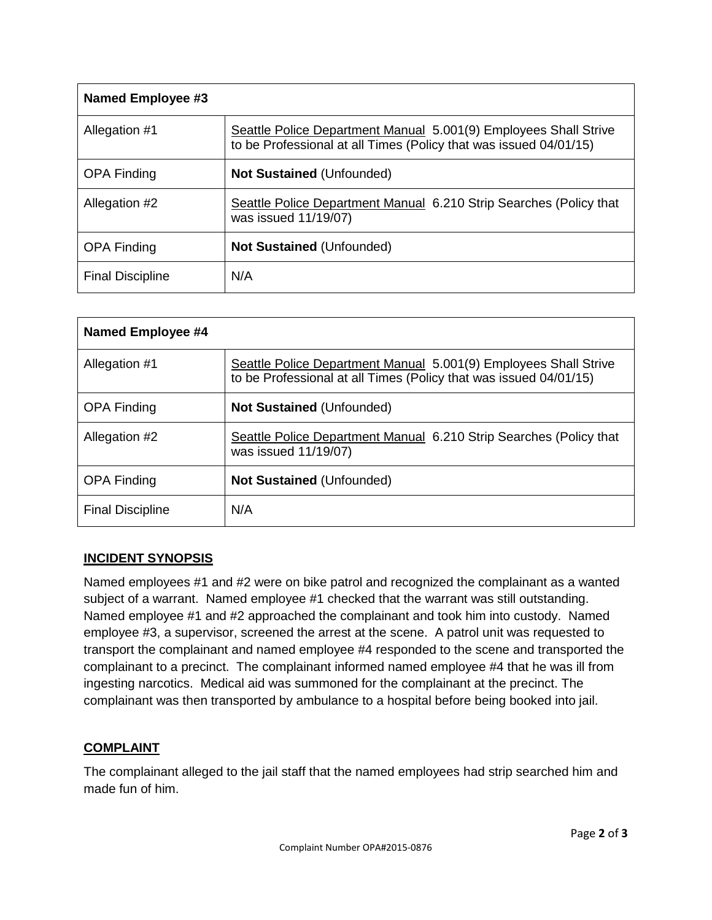| Named Employee #3 | |
|---|---|
| Allegation #1 | Seattle Police Department Manual 5.001(9) Employees Shall Strive to be Professional at all Times (Policy that was issued 04/01/15) |
| OPA Finding | **Not Sustained** (Unfounded) |
| Allegation #2 | Seattle Police Department Manual 6.210 Strip Searches (Policy that was issued 11/19/07) |
| OPA Finding | **Not Sustained** (Unfounded) |
| Final Discipline | N/A |

| Named Employee #4 | |
|---|---|
| Allegation #1 | Seattle Police Department Manual 5.001(9) Employees Shall Strive to be Professional at all Times (Policy that was issued 04/01/15) |
| OPA Finding | **Not Sustained** (Unfounded) |
| Allegation #2 | Seattle Police Department Manual 6.210 Strip Searches (Policy that was issued 11/19/07) |
| OPA Finding | **Not Sustained** (Unfounded) |
| Final Discipline | N/A |

## INCIDENT SYNOPSIS

Named employees #1 and #2 were on bike patrol and recognized the complainant as a wanted subject of a warrant. Named employee #1 checked that the warrant was still outstanding. Named employee #1 and #2 approached the complainant and took him into custody. Named employee #3, a supervisor, screened the arrest at the scene. A patrol unit was requested to transport the complainant and named employee #4 responded to the scene and transported the complainant to a precinct. The complainant informed named employee #4 that he was ill from ingesting narcotics. Medical aid was summoned for the complainant at the precinct. The complainant was then transported by ambulance to a hospital before being booked into jail.

## COMPLAINT

The complainant alleged to the jail staff that the named employees had strip searched him and made fun of him.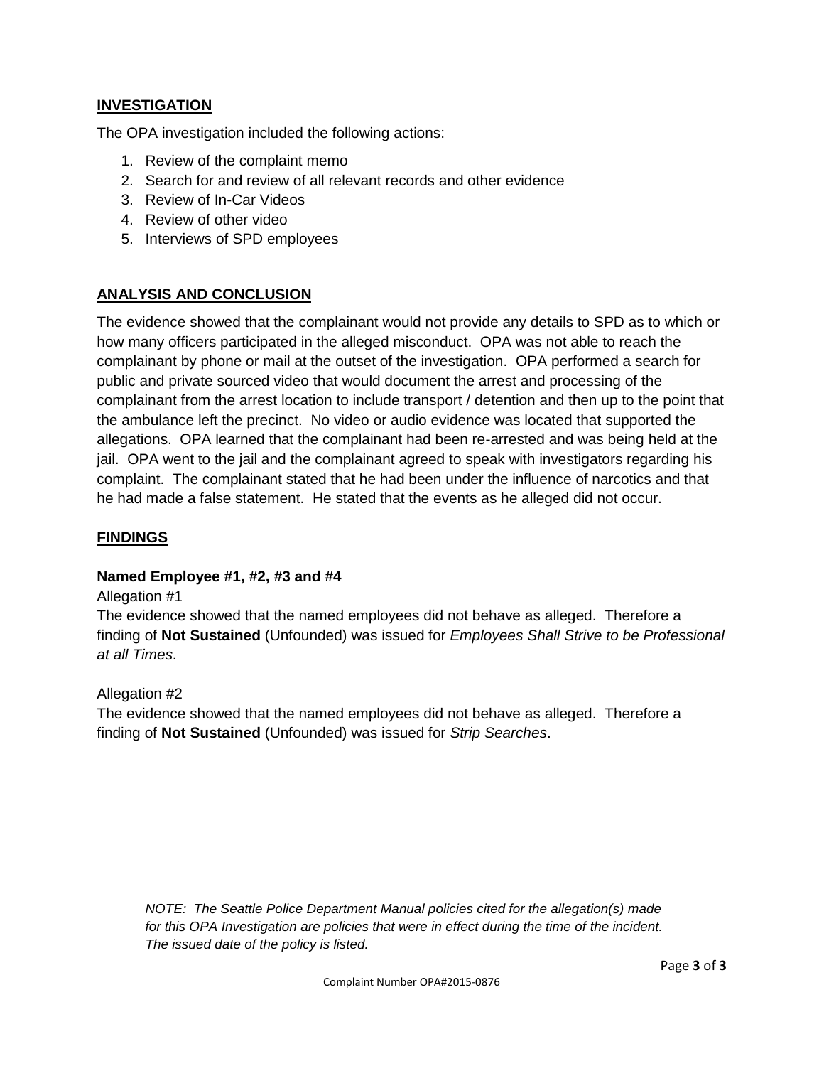## INVESTIGATION

The OPA investigation included the following actions:

1. Review of the complaint memo
2. Search for and review of all relevant records and other evidence
3. Review of In-Car Videos
4. Review of other video
5. Interviews of SPD employees

## ANALYSIS AND CONCLUSION

The evidence showed that the complainant would not provide any details to SPD as to which or how many officers participated in the alleged misconduct. OPA was not able to reach the complainant by phone or mail at the outset of the investigation. OPA performed a search for public and private sourced video that would document the arrest and processing of the complainant from the arrest location to include transport / detention and then up to the point that the ambulance left the precinct. No video or audio evidence was located that supported the allegations. OPA learned that the complainant had been re-arrested and was being held at the jail. OPA went to the jail and the complainant agreed to speak with investigators regarding his complaint. The complainant stated that he had been under the influence of narcotics and that he had made a false statement. He stated that the events as he alleged did not occur.

## FINDINGS

**Named Employee #1, #2, #3 and #4**

Allegation #1

The evidence showed that the named employees did not behave as alleged. Therefore a finding of **Not Sustained** (Unfounded) was issued for *Employees Shall Strive to be Professional at all Times*.

Allegation #2

The evidence showed that the named employees did not behave as alleged. Therefore a finding of **Not Sustained** (Unfounded) was issued for *Strip Searches*.

*NOTE: The Seattle Police Department Manual policies cited for the allegation(s) made for this OPA Investigation are policies that were in effect during the time of the incident. The issued date of the policy is listed.*

Complaint Number OPA#2015-0876